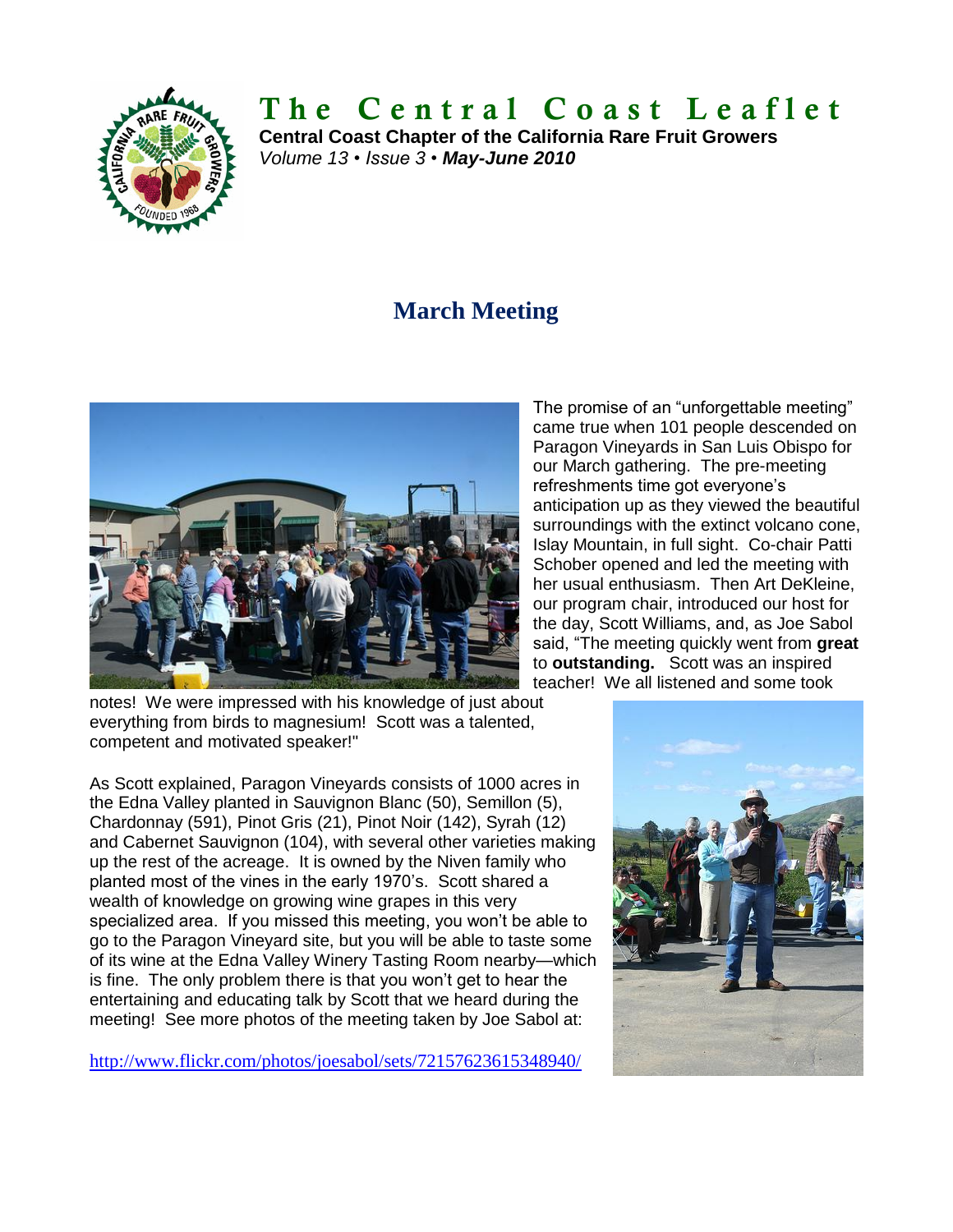# The Central Coast Leaflet

**Central Coast Chapter of the California Rare Fruit Growers**
*Volume 13 • Issue 3 • **May-June 2010***

## March Meeting

The promise of an "unforgettable meeting" came true when 101 people descended on Paragon Vineyards in San Luis Obispo for our March gathering. The pre-meeting refreshments time got everyone's anticipation up as they viewed the beautiful surroundings with the extinct volcano cone, Islay Mountain, in full sight. Co-chair Patti Schober opened and led the meeting with her usual enthusiasm. Then Art DeKleine, our program chair, introduced our host for the day, Scott Williams, and, as Joe Sabol said, "The meeting quickly went from **great** to **outstanding.** Scott was an inspired teacher! We all listened and some took notes! We were impressed with his knowledge of just about everything from birds to magnesium! Scott was a talented, competent and motivated speaker!"

As Scott explained, Paragon Vineyards consists of 1000 acres in the Edna Valley planted in Sauvignon Blanc (50), Semillon (5), Chardonnay (591), Pinot Gris (21), Pinot Noir (142), Syrah (12) and Cabernet Sauvignon (104), with several other varieties making up the rest of the acreage. It is owned by the Niven family who planted most of the vines in the early 1970's. Scott shared a wealth of knowledge on growing wine grapes in this very specialized area. If you missed this meeting, you won't be able to go to the Paragon Vineyard site, but you will be able to taste some of its wine at the Edna Valley Winery Tasting Room nearby—which is fine. The only problem there is that you won't get to hear the entertaining and educating talk by Scott that we heard during the meeting! See more photos of the meeting taken by Joe Sabol at:

http://www.flickr.com/photos/joesabol/sets/72157623615348940/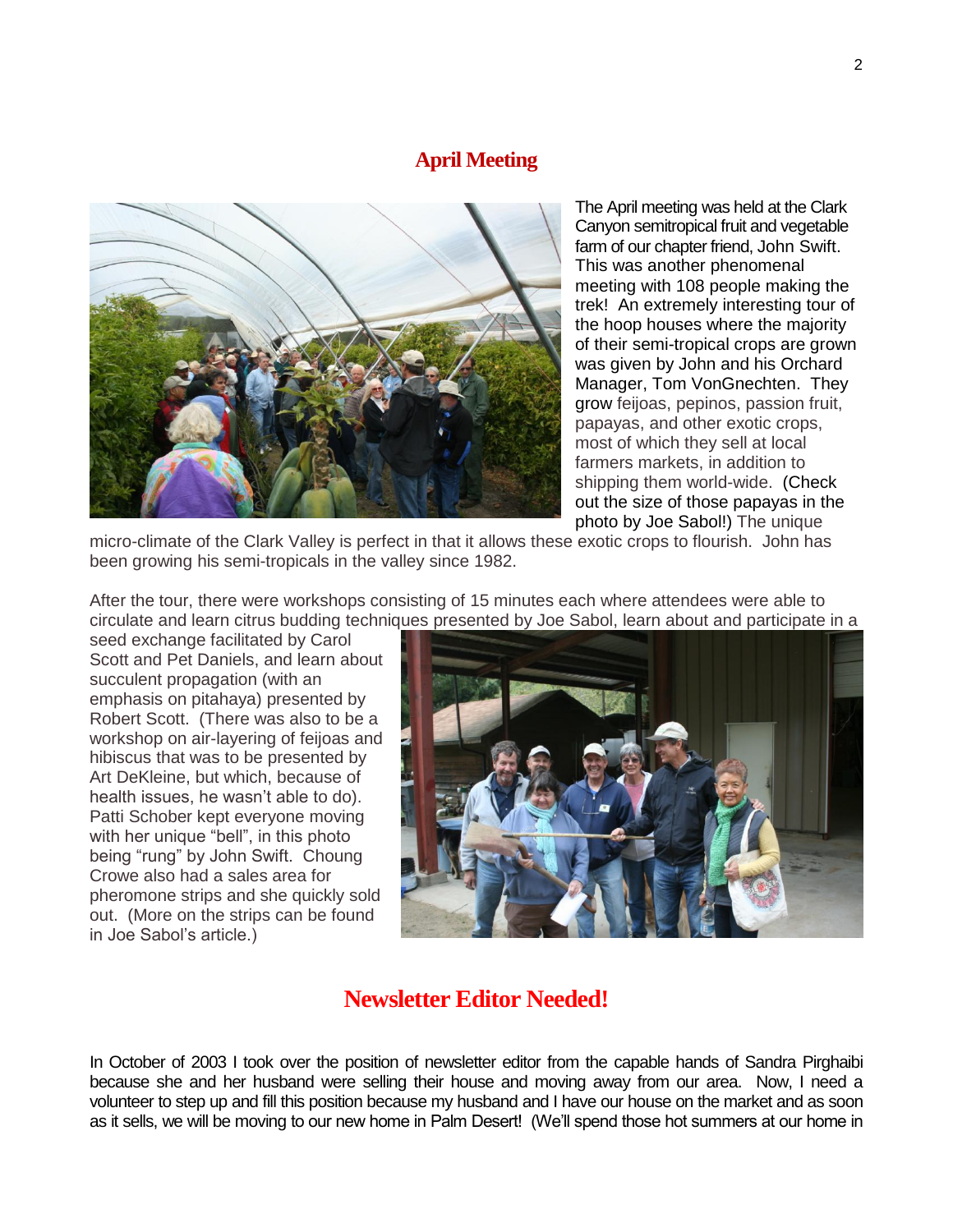## April Meeting

The April meeting was held at the Clark Canyon semitropical fruit and vegetable farm of our chapter friend, John Swift. This was another phenomenal meeting with 108 people making the trek! An extremely interesting tour of the hoop houses where the majority of their semi-tropical crops are grown was given by John and his Orchard Manager, Tom VonGnechten. They grow feijoas, pepinos, passion fruit, papayas, and other exotic crops, most of which they sell at local farmers markets, in addition to shipping them world-wide. (Check out the size of those papayas in the photo by Joe Sabol!) The unique micro-climate of the Clark Valley is perfect in that it allows these exotic crops to flourish. John has been growing his semi-tropicals in the valley since 1982.

After the tour, there were workshops consisting of 15 minutes each where attendees were able to circulate and learn citrus budding techniques presented by Joe Sabol, learn about and participate in a seed exchange facilitated by Carol Scott and Pet Daniels, and learn about succulent propagation (with an emphasis on pitahaya) presented by Robert Scott. (There was also to be a workshop on air-layering of feijoas and hibiscus that was to be presented by Art DeKleine, but which, because of health issues, he wasn't able to do). Patti Schober kept everyone moving with her unique "bell", in this photo being "rung" by John Swift. Choung Crowe also had a sales area for pheromone strips and she quickly sold out. (More on the strips can be found in Joe Sabol's article.)

## Newsletter Editor Needed!

In October of 2003 I took over the position of newsletter editor from the capable hands of Sandra Pirghaibi because she and her husband were selling their house and moving away from our area. Now, I need a volunteer to step up and fill this position because my husband and I have our house on the market and as soon as it sells, we will be moving to our new home in Palm Desert! (We'll spend those hot summers at our home in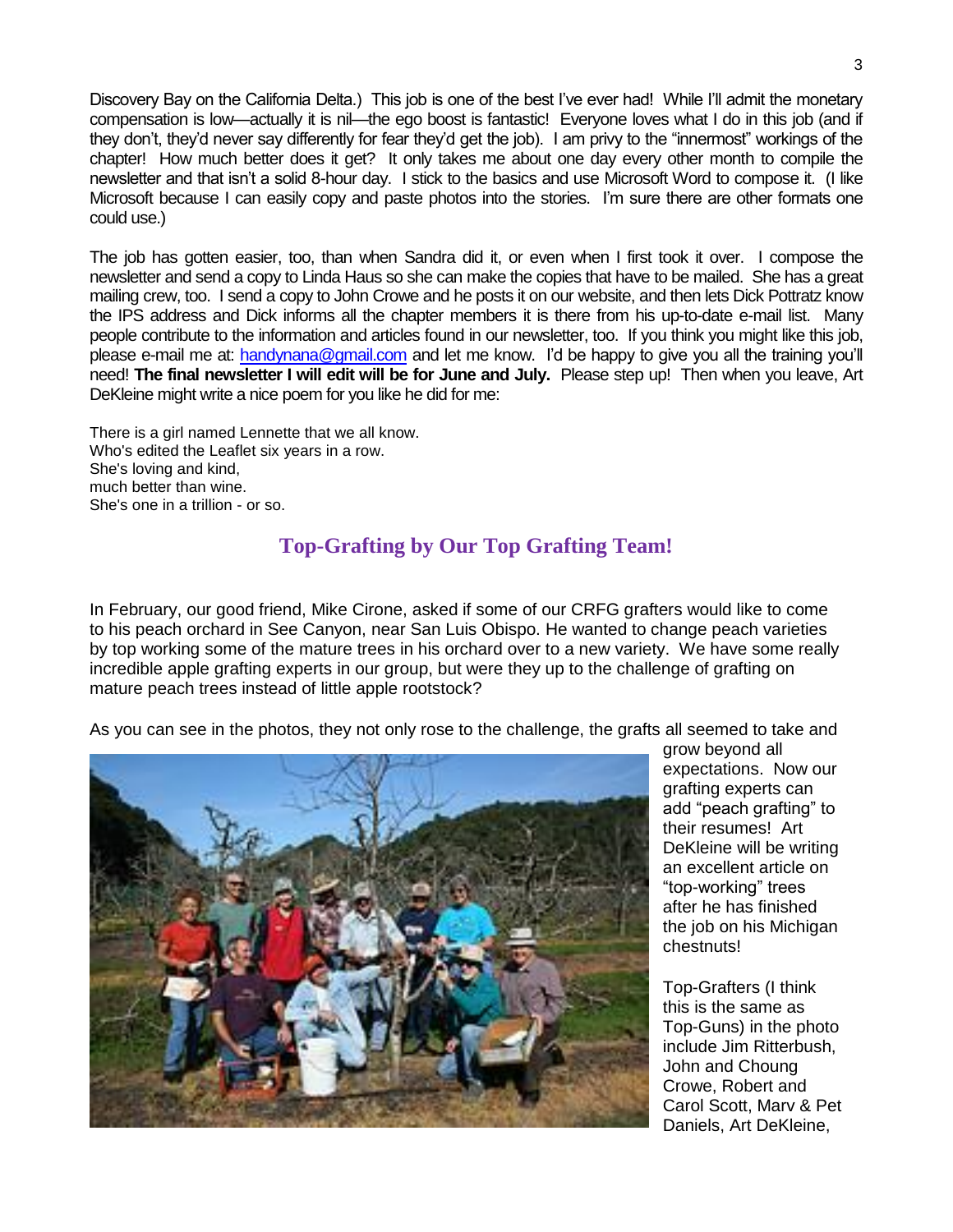Discovery Bay on the California Delta.) This job is one of the best I've ever had! While I'll admit the monetary compensation is low—actually it is nil—the ego boost is fantastic! Everyone loves what I do in this job (and if they don't, they'd never say differently for fear they'd get the job). I am privy to the "innermost" workings of the chapter! How much better does it get? It only takes me about one day every other month to compile the newsletter and that isn't a solid 8-hour day. I stick to the basics and use Microsoft Word to compose it. (I like Microsoft because I can easily copy and paste photos into the stories. I'm sure there are other formats one could use.)

The job has gotten easier, too, than when Sandra did it, or even when I first took it over. I compose the newsletter and send a copy to Linda Haus so she can make the copies that have to be mailed. She has a great mailing crew, too. I send a copy to John Crowe and he posts it on our website, and then lets Dick Pottratz know the IPS address and Dick informs all the chapter members it is there from his up-to-date e-mail list. Many people contribute to the information and articles found in our newsletter, too. If you think you might like this job, please e-mail me at: handynana@gmail.com and let me know. I'd be happy to give you all the training you'll need! **The final newsletter I will edit will be for June and July.** Please step up! Then when you leave, Art DeKleine might write a nice poem for you like he did for me:

There is a girl named Lennette that we all know.
Who's edited the Leaflet six years in a row.
She's loving and kind,
much better than wine.
She's one in a trillion - or so.

## Top-Grafting by Our Top Grafting Team!

In February, our good friend, Mike Cirone, asked if some of our CRFG grafters would like to come to his peach orchard in See Canyon, near San Luis Obispo. He wanted to change peach varieties by top working some of the mature trees in his orchard over to a new variety. We have some really incredible apple grafting experts in our group, but were they up to the challenge of grafting on mature peach trees instead of little apple rootstock?

As you can see in the photos, they not only rose to the challenge, the grafts all seemed to take and grow beyond all expectations. Now our grafting experts can add "peach grafting" to their resumes! Art DeKleine will be writing an excellent article on "top-working" trees after he has finished the job on his Michigan chestnuts!

Top-Grafters (I think this is the same as Top-Guns) in the photo include Jim Ritterbush, John and Choung Crowe, Robert and Carol Scott, Marv & Pet Daniels, Art DeKleine,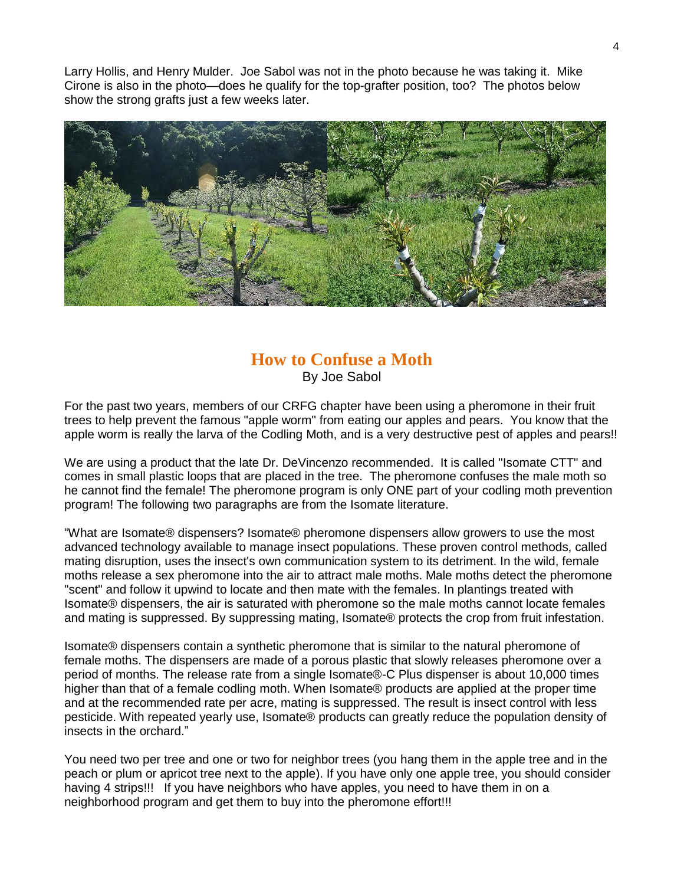Larry Hollis, and Henry Mulder. Joe Sabol was not in the photo because he was taking it. Mike Cirone is also in the photo—does he qualify for the top-grafter position, too? The photos below show the strong grafts just a few weeks later.

## How to Confuse a Moth

By Joe Sabol

For the past two years, members of our CRFG chapter have been using a pheromone in their fruit trees to help prevent the famous "apple worm" from eating our apples and pears. You know that the apple worm is really the larva of the Codling Moth, and is a very destructive pest of apples and pears!!

We are using a product that the late Dr. DeVincenzo recommended. It is called "Isomate CTT" and comes in small plastic loops that are placed in the tree. The pheromone confuses the male moth so he cannot find the female! The pheromone program is only ONE part of your codling moth prevention program! The following two paragraphs are from the Isomate literature.

"What are Isomate® dispensers? Isomate® pheromone dispensers allow growers to use the most advanced technology available to manage insect populations. These proven control methods, called mating disruption, uses the insect's own communication system to its detriment. In the wild, female moths release a sex pheromone into the air to attract male moths. Male moths detect the pheromone "scent" and follow it upwind to locate and then mate with the females. In plantings treated with Isomate® dispensers, the air is saturated with pheromone so the male moths cannot locate females and mating is suppressed. By suppressing mating, Isomate® protects the crop from fruit infestation.

Isomate® dispensers contain a synthetic pheromone that is similar to the natural pheromone of female moths. The dispensers are made of a porous plastic that slowly releases pheromone over a period of months. The release rate from a single Isomate®-C Plus dispenser is about 10,000 times higher than that of a female codling moth. When Isomate® products are applied at the proper time and at the recommended rate per acre, mating is suppressed. The result is insect control with less pesticide. With repeated yearly use, Isomate® products can greatly reduce the population density of insects in the orchard."

You need two per tree and one or two for neighbor trees (you hang them in the apple tree and in the peach or plum or apricot tree next to the apple). If you have only one apple tree, you should consider having 4 strips!!! If you have neighbors who have apples, you need to have them in on a neighborhood program and get them to buy into the pheromone effort!!!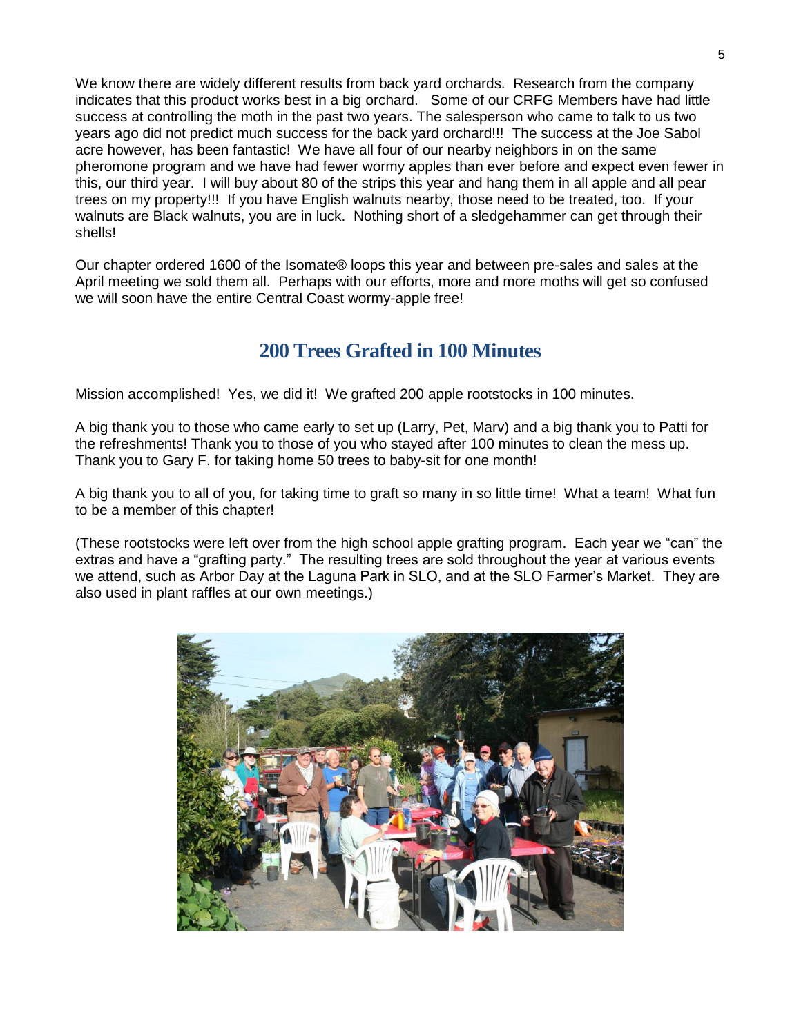We know there are widely different results from back yard orchards. Research from the company indicates that this product works best in a big orchard. Some of our CRFG Members have had little success at controlling the moth in the past two years. The salesperson who came to talk to us two years ago did not predict much success for the back yard orchard!!! The success at the Joe Sabol acre however, has been fantastic! We have all four of our nearby neighbors in on the same pheromone program and we have had fewer wormy apples than ever before and expect even fewer in this, our third year. I will buy about 80 of the strips this year and hang them in all apple and all pear trees on my property!!! If you have English walnuts nearby, those need to be treated, too. If your walnuts are Black walnuts, you are in luck. Nothing short of a sledgehammer can get through their shells!

Our chapter ordered 1600 of the Isomate® loops this year and between pre-sales and sales at the April meeting we sold them all. Perhaps with our efforts, more and more moths will get so confused we will soon have the entire Central Coast wormy-apple free!

## 200 Trees Grafted in 100 Minutes

Mission accomplished! Yes, we did it! We grafted 200 apple rootstocks in 100 minutes.

A big thank you to those who came early to set up (Larry, Pet, Marv) and a big thank you to Patti for the refreshments! Thank you to those of you who stayed after 100 minutes to clean the mess up. Thank you to Gary F. for taking home 50 trees to baby-sit for one month!

A big thank you to all of you, for taking time to graft so many in so little time! What a team! What fun to be a member of this chapter!

(These rootstocks were left over from the high school apple grafting program. Each year we "can" the extras and have a "grafting party." The resulting trees are sold throughout the year at various events we attend, such as Arbor Day at the Laguna Park in SLO, and at the SLO Farmer's Market. They are also used in plant raffles at our own meetings.)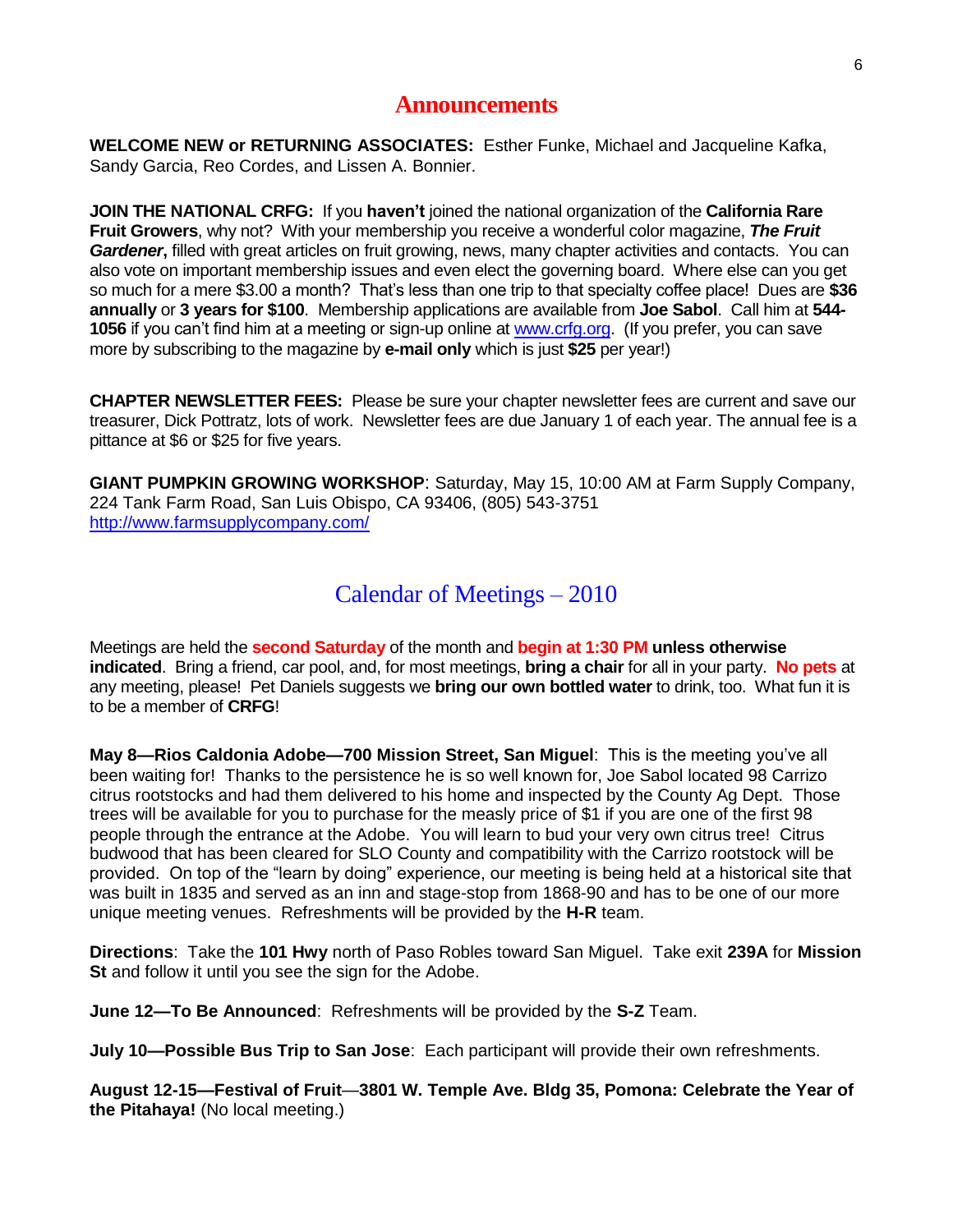## Announcements

**WELCOME NEW or RETURNING ASSOCIATES:** Esther Funke, Michael and Jacqueline Kafka, Sandy Garcia, Reo Cordes, and Lissen A. Bonnier.

**JOIN THE NATIONAL CRFG:** If you **haven't** joined the national organization of the **California Rare Fruit Growers**, why not? With your membership you receive a wonderful color magazine, ***The Fruit Gardener*****,** filled with great articles on fruit growing, news, many chapter activities and contacts. You can also vote on important membership issues and even elect the governing board. Where else can you get so much for a mere $3.00 a month? That's less than one trip to that specialty coffee place! Dues are **$36 annually** or **3 years for $100**. Membership applications are available from **Joe Sabol**. Call him at **544-1056** if you can't find him at a meeting or sign-up online at [www.crfg.org](www.crfg.org). (If you prefer, you can save more by subscribing to the magazine by **e-mail only** which is just **$25** per year!)

**CHAPTER NEWSLETTER FEES:** Please be sure your chapter newsletter fees are current and save our treasurer, Dick Pottratz, lots of work. Newsletter fees are due January 1 of each year. The annual fee is a pittance at $6 or $25 for five years.

**GIANT PUMPKIN GROWING WORKSHOP**: Saturday, May 15, 10:00 AM at Farm Supply Company, 224 Tank Farm Road, San Luis Obispo, CA 93406, (805) 543-3751
[http://www.farmsupplycompany.com/](http://www.farmsupplycompany.com/)

## Calendar of Meetings – 2010

Meetings are held the **second Saturday** of the month and **begin at 1:30 PM unless otherwise indicated**. Bring a friend, car pool, and, for most meetings, **bring a chair** for all in your party. **No pets** at any meeting, please! Pet Daniels suggests we **bring our own bottled water** to drink, too. What fun it is to be a member of **CRFG**!

**May 8—Rios Caldonia Adobe—700 Mission Street, San Miguel**: This is the meeting you've all been waiting for! Thanks to the persistence he is so well known for, Joe Sabol located 98 Carrizo citrus rootstocks and had them delivered to his home and inspected by the County Ag Dept. Those trees will be available for you to purchase for the measly price of $1 if you are one of the first 98 people through the entrance at the Adobe. You will learn to bud your very own citrus tree! Citrus budwood that has been cleared for SLO County and compatibility with the Carrizo rootstock will be provided. On top of the "learn by doing" experience, our meeting is being held at a historical site that was built in 1835 and served as an inn and stage-stop from 1868-90 and has to be one of our more unique meeting venues. Refreshments will be provided by the **H-R** team.

**Directions**: Take the **101 Hwy** north of Paso Robles toward San Miguel. Take exit **239A** for **Mission St** and follow it until you see the sign for the Adobe.

**June 12—To Be Announced**: Refreshments will be provided by the **S-Z** Team.

**July 10—Possible Bus Trip to San Jose**: Each participant will provide their own refreshments.

**August 12-15—Festival of Fruit—3801 W. Temple Ave. Bldg 35, Pomona: Celebrate the Year of the Pitahaya!** (No local meeting.)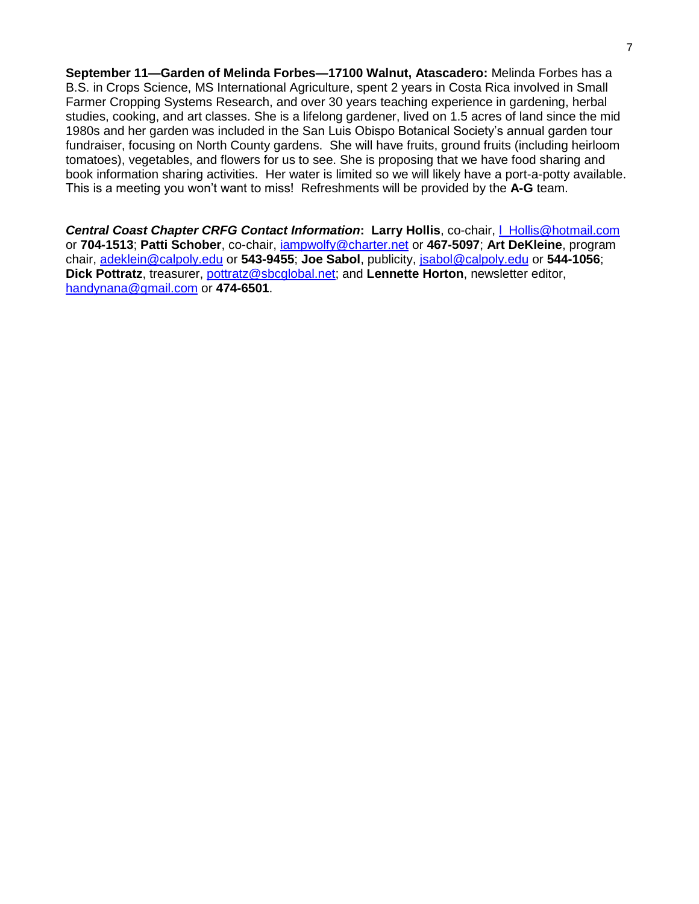**September 11—Garden of Melinda Forbes—17100 Walnut, Atascadero:** Melinda Forbes has a B.S. in Crops Science, MS International Agriculture, spent 2 years in Costa Rica involved in Small Farmer Cropping Systems Research, and over 30 years teaching experience in gardening, herbal studies, cooking, and art classes. She is a lifelong gardener, lived on 1.5 acres of land since the mid 1980s and her garden was included in the San Luis Obispo Botanical Society's annual garden tour fundraiser, focusing on North County gardens. She will have fruits, ground fruits (including heirloom tomatoes), vegetables, and flowers for us to see. She is proposing that we have food sharing and book information sharing activities. Her water is limited so we will likely have a port-a-potty available. This is a meeting you won't want to miss! Refreshments will be provided by the **A-G** team.

***Central Coast Chapter CRFG Contact Information*: Larry Hollis**, co-chair, l_Hollis@hotmail.com or **704-1513**; **Patti Schober**, co-chair, iampwolfy@charter.net or **467-5097**; **Art DeKleine**, program chair, adeklein@calpoly.edu or **543-9455**; **Joe Sabol**, publicity, jsabol@calpoly.edu or **544-1056**; **Dick Pottratz**, treasurer, pottratz@sbcglobal.net; and **Lennette Horton**, newsletter editor, handynana@gmail.com or **474-6501**.